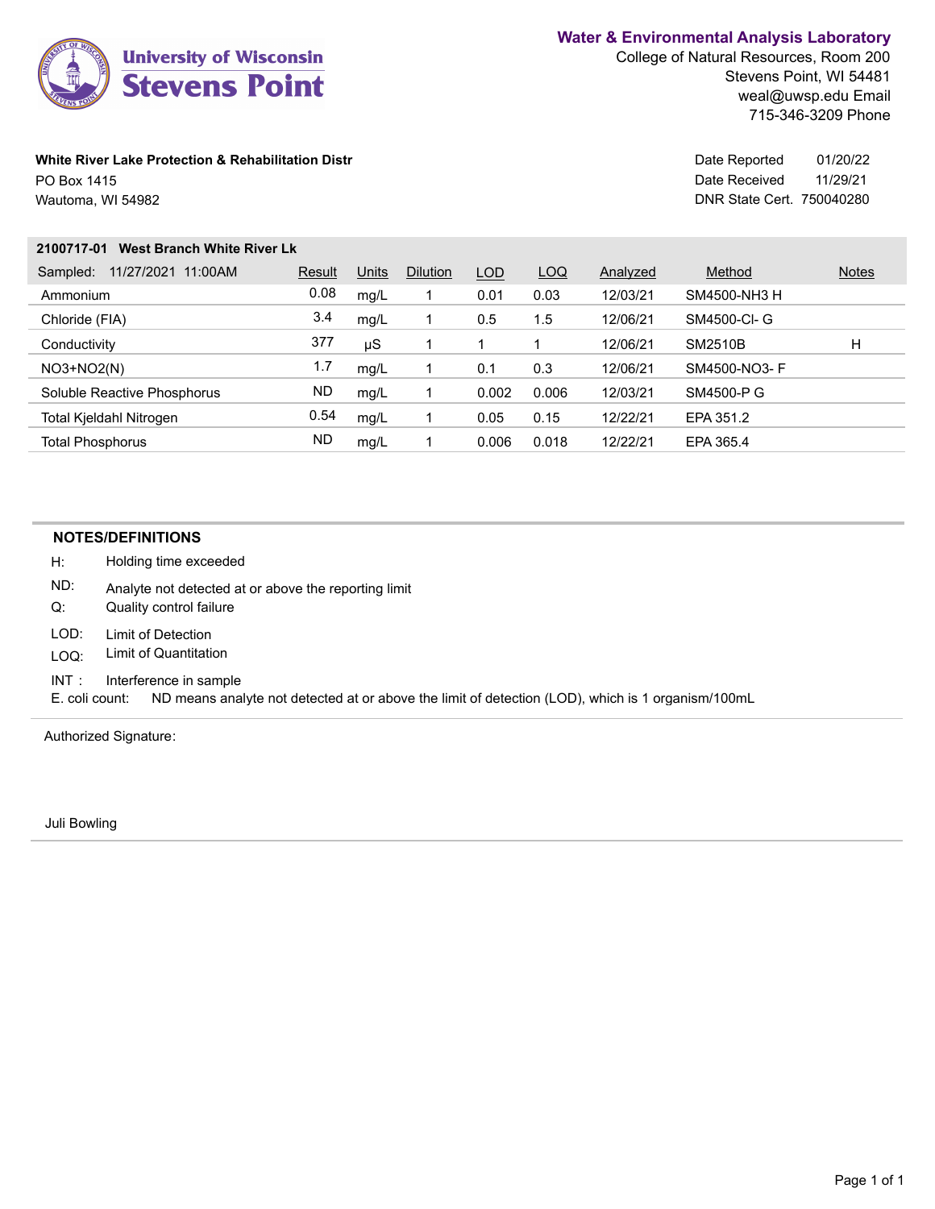University of Wisconsin Stevens Point

**Water & Environmental Analysis Laboratory**
College of Natural Resources, Room 200
Stevens Point, WI 54481
weal@uwsp.edu Email
715-346-3209 Phone

**White River Lake Protection & Rehabilitation Distr**
PO Box 1415
Wautoma, WI 54982

Date Reported 01/20/22
Date Received 11/29/21
DNR State Cert. 750040280

**2100717-01 West Branch White River Lk**

| Sampled: 11/27/2021 11:00AM | Result | Units | Dilution | LOD | LOQ | Analyzed | Method | Notes |
|---|---|---|---|---|---|---|---|---|
| Ammonium | 0.08 | mg/L | 1 | 0.01 | 0.03 | 12/03/21 | SM4500-NH3 H | |
| Chloride (FIA) | 3.4 | mg/L | 1 | 0.5 | 1.5 | 12/06/21 | SM4500-Cl- G | |
| Conductivity | 377 | µS | 1 | 1 | 1 | 12/06/21 | SM2510B | H |
| NO3+NO2(N) | 1.7 | mg/L | 1 | 0.1 | 0.3 | 12/06/21 | SM4500-NO3- F | |
| Soluble Reactive Phosphorus | ND | mg/L | 1 | 0.002 | 0.006 | 12/03/21 | SM4500-P G | |
| Total Kjeldahl Nitrogen | 0.54 | mg/L | 1 | 0.05 | 0.15 | 12/22/21 | EPA 351.2 | |
| Total Phosphorus | ND | mg/L | 1 | 0.006 | 0.018 | 12/22/21 | EPA 365.4 | |

**NOTES/DEFINITIONS**

H: Holding time exceeded
ND: Analyte not detected at or above the reporting limit
Q: Quality control failure
LOD: Limit of Detection
LOQ: Limit of Quantitation
INT : Interference in sample
E. coli count: ND means analyte not detected at or above the limit of detection (LOD), which is 1 organism/100mL

Authorized Signature:

Juli Bowling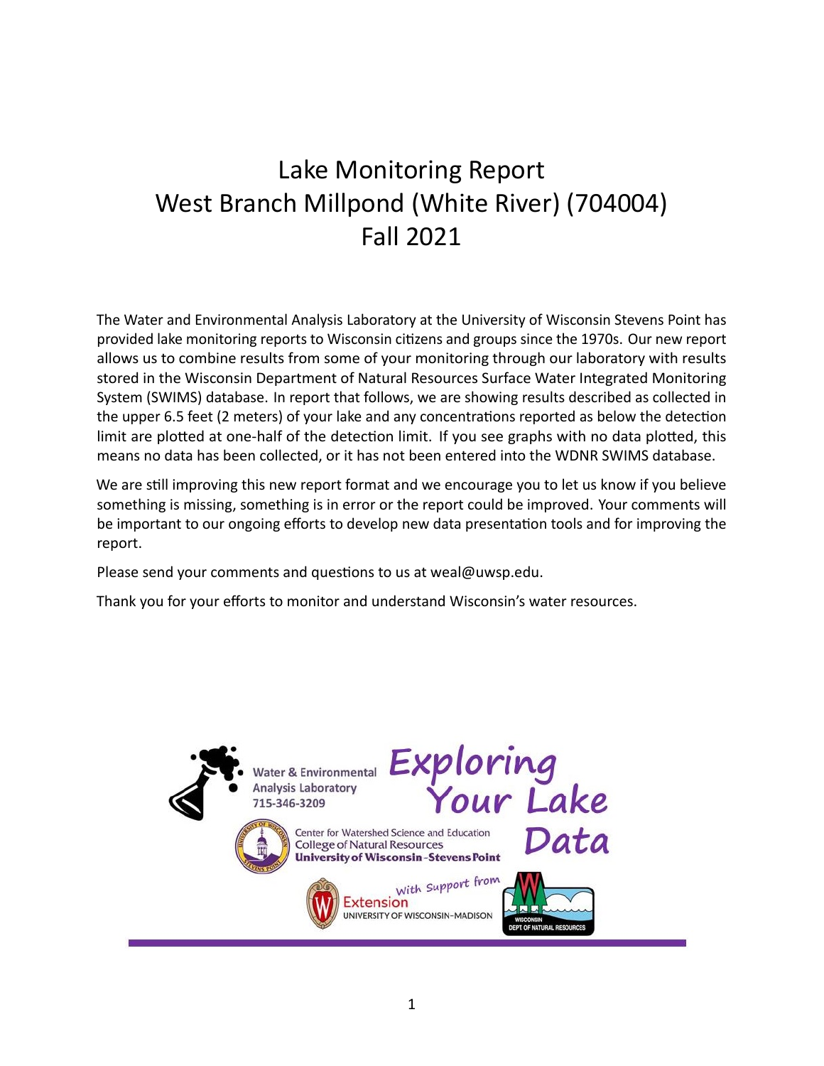# Lake Monitoring Report
# West Branch Millpond (White River) (704004)
# Fall 2021

The Water and Environmental Analysis Laboratory at the University of Wisconsin Stevens Point has provided lake monitoring reports to Wisconsin citizens and groups since the 1970s. Our new report allows us to combine results from some of your monitoring through our laboratory with results stored in the Wisconsin Department of Natural Resources Surface Water Integrated Monitoring System (SWIMS) database. In report that follows, we are showing results described as collected in the upper 6.5 feet (2 meters) of your lake and any concentrations reported as below the detection limit are plotted at one-half of the detection limit. If you see graphs with no data plotted, this means no data has been collected, or it has not been entered into the WDNR SWIMS database.

We are still improving this new report format and we encourage you to let us know if you believe something is missing, something is in error or the report could be improved. Your comments will be important to our ongoing efforts to develop new data presentation tools and for improving the report.

Please send your comments and questions to us at weal@uwsp.edu.

Thank you for your efforts to monitor and understand Wisconsin's water resources.

Water & Environmental Analysis Laboratory
715-346-3209

Center for Watershed Science and Education
College of Natural Resources
University of Wisconsin-Stevens Point

Exploring Your Lake Data

With support from
Extension
UNIVERSITY OF WISCONSIN-MADISON

WISCONSIN DEPT OF NATURAL RESOURCES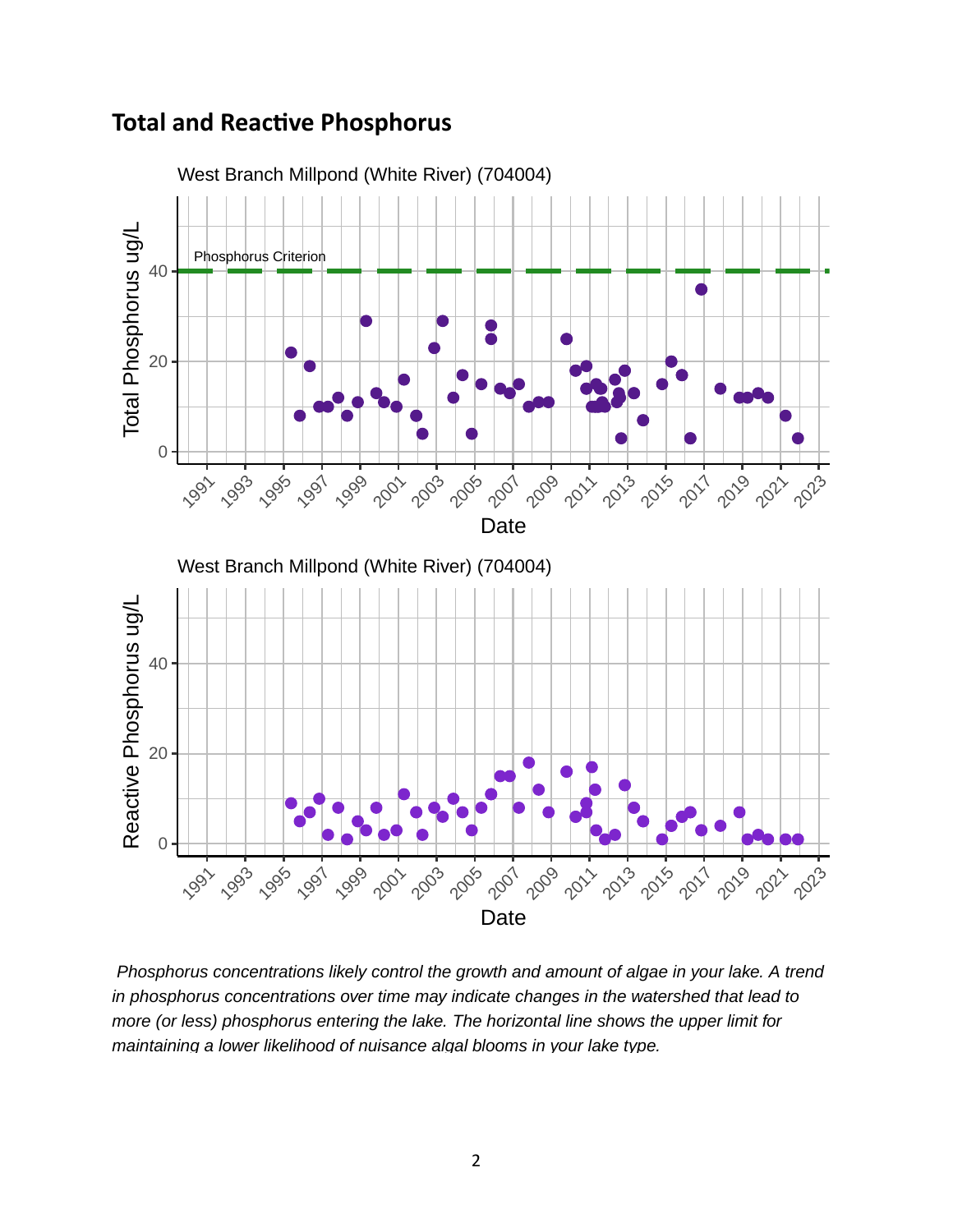## Total and Reactive Phosphorus

West Branch Millpond (White River) (704004)

West Branch Millpond (White River) (704004)

*Phosphorus concentrations likely control the growth and amount of algae in your lake. A trend in phosphorus concentrations over time may indicate changes in the watershed that lead to more (or less) phosphorus entering the lake. The horizontal line shows the upper limit for maintaining a lower likelihood of nuisance algal blooms in your lake type.*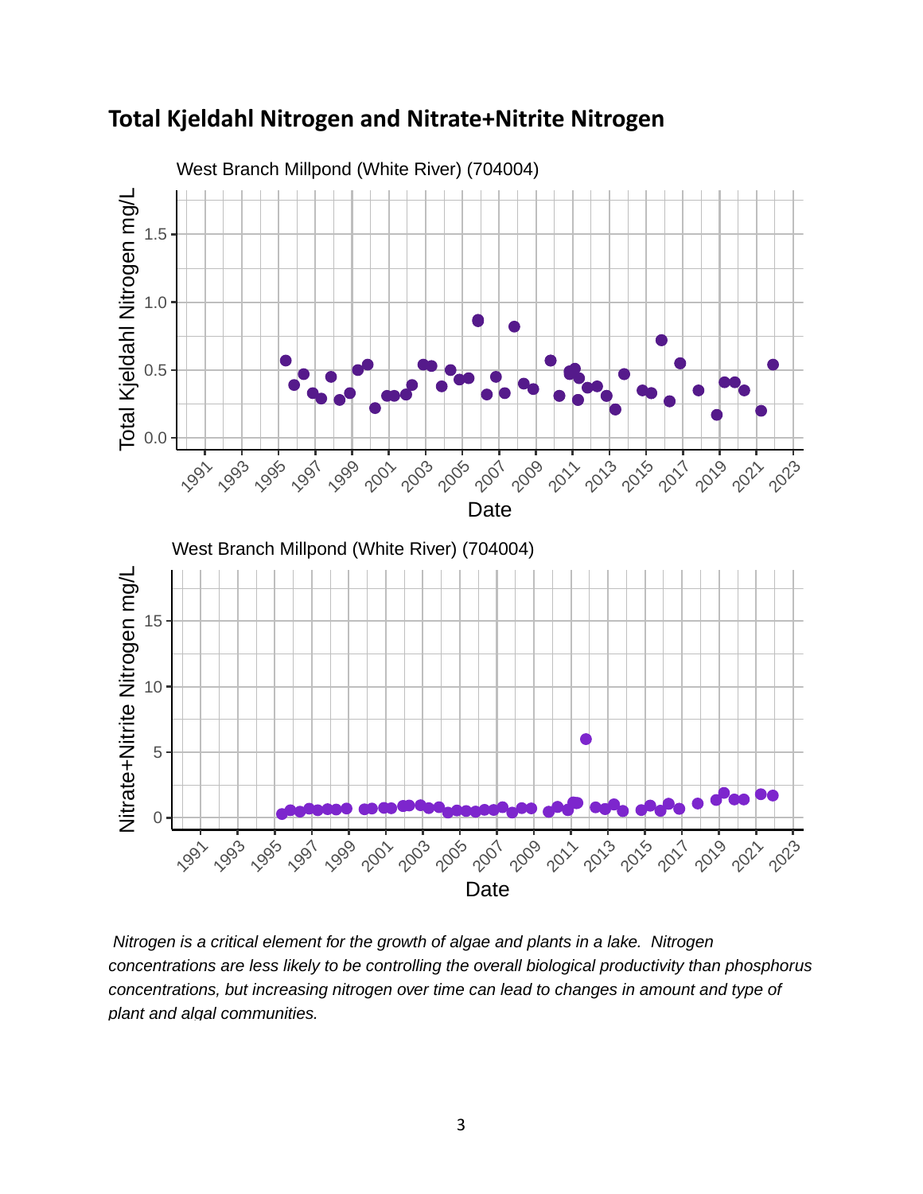## Total Kjeldahl Nitrogen and Nitrate+Nitrite Nitrogen

*Nitrogen is a critical element for the growth of algae and plants in a lake. Nitrogen concentrations are less likely to be controlling the overall biological productivity than phosphorus concentrations, but increasing nitrogen over time can lead to changes in amount and type of plant and algal communities.*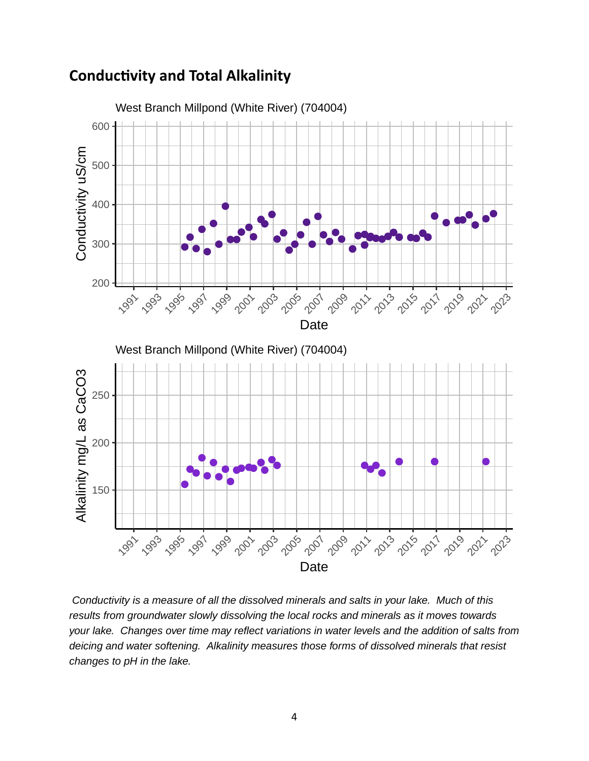## Conductivity and Total Alkalinity

*Conductivity is a measure of all the dissolved minerals and salts in your lake. Much of this results from groundwater slowly dissolving the local rocks and minerals as it moves towards your lake. Changes over time may reflect variations in water levels and the addition of salts from deicing and water softening. Alkalinity measures those forms of dissolved minerals that resist changes to pH in the lake.*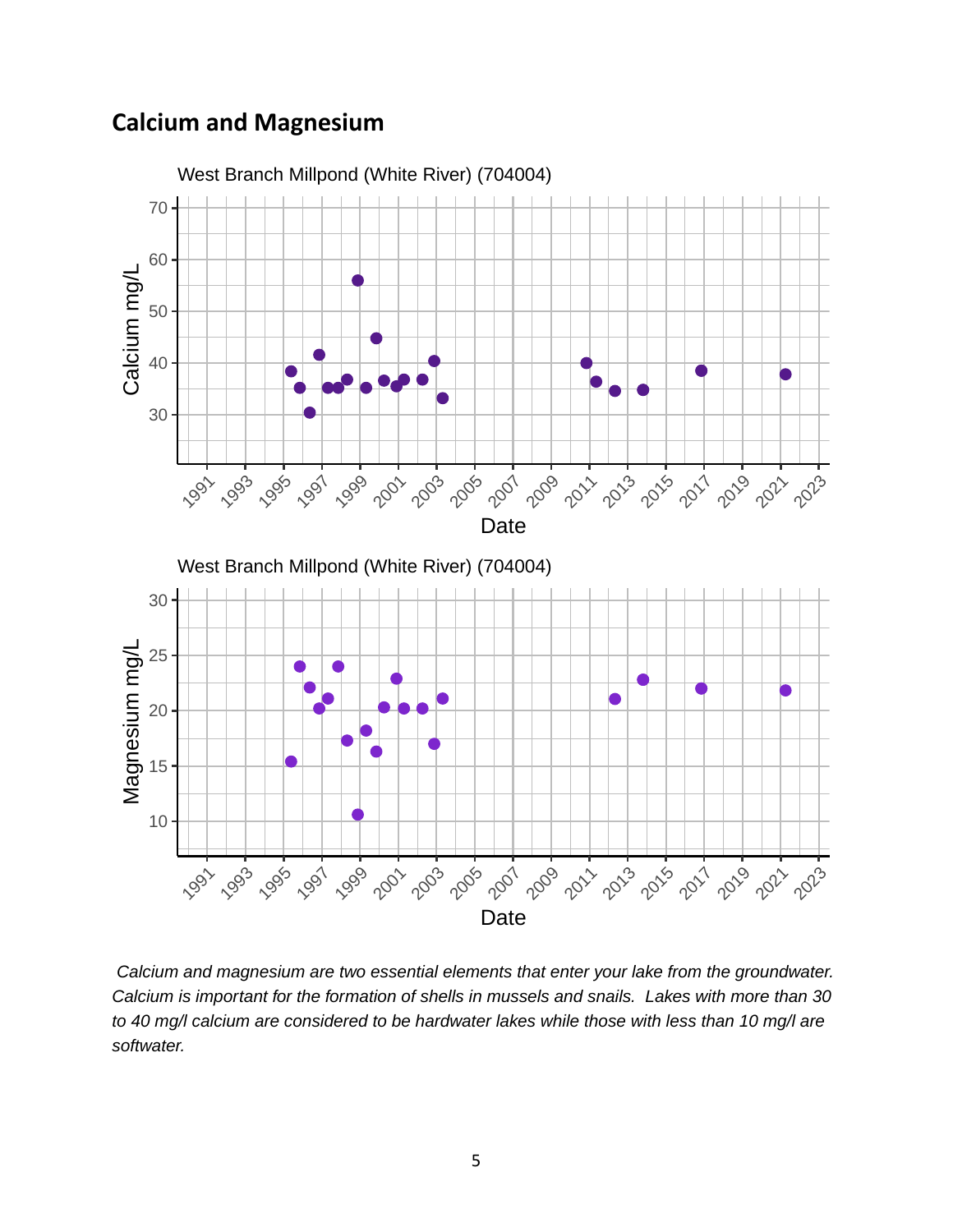## Calcium and Magnesium

*Calcium and magnesium are two essential elements that enter your lake from the groundwater. Calcium is important for the formation of shells in mussels and snails. Lakes with more than 30 to 40 mg/l calcium are considered to be hardwater lakes while those with less than 10 mg/l are softwater.*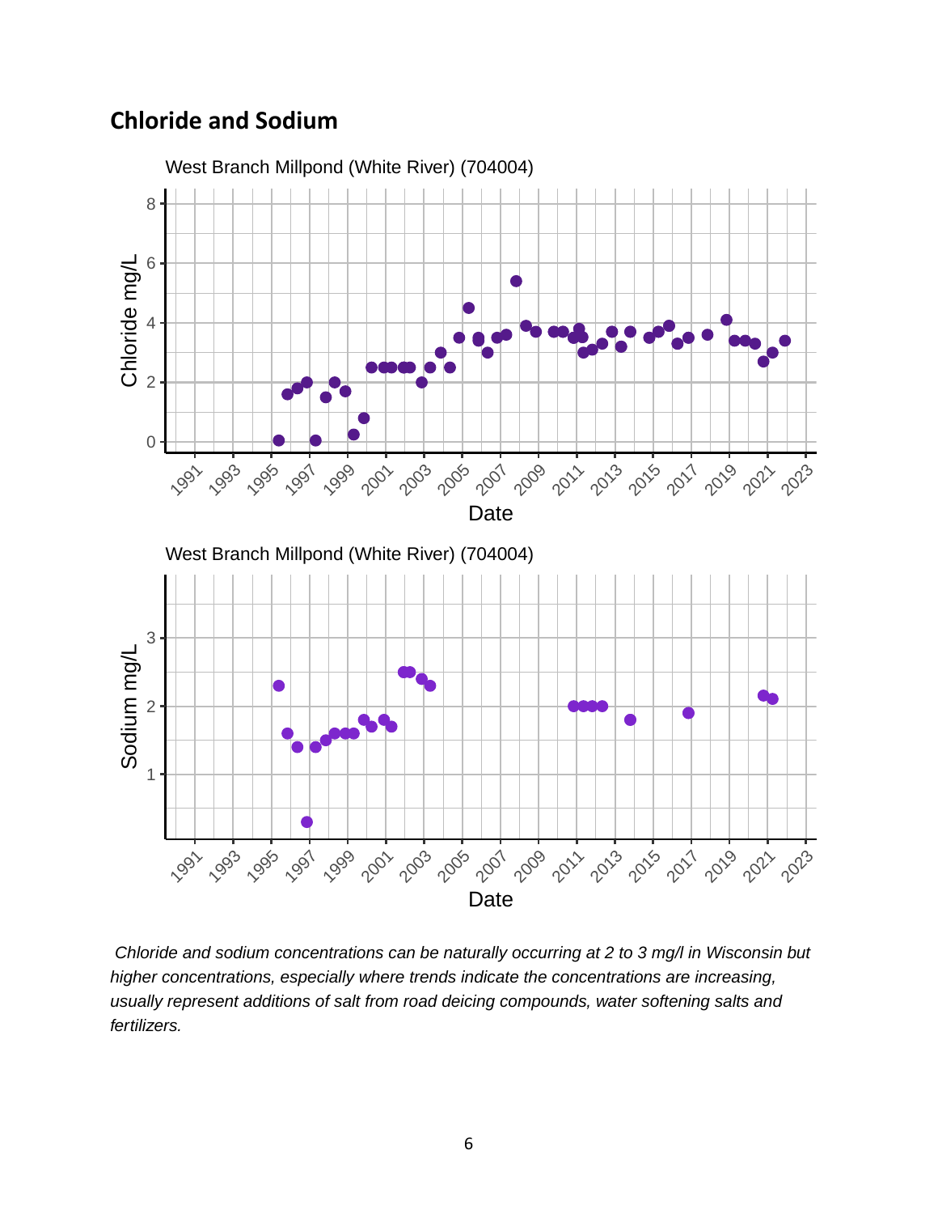## Chloride and Sodium

*Chloride and sodium concentrations can be naturally occurring at 2 to 3 mg/l in Wisconsin but higher concentrations, especially where trends indicate the concentrations are increasing, usually represent additions of salt from road deicing compounds, water softening salts and fertilizers.*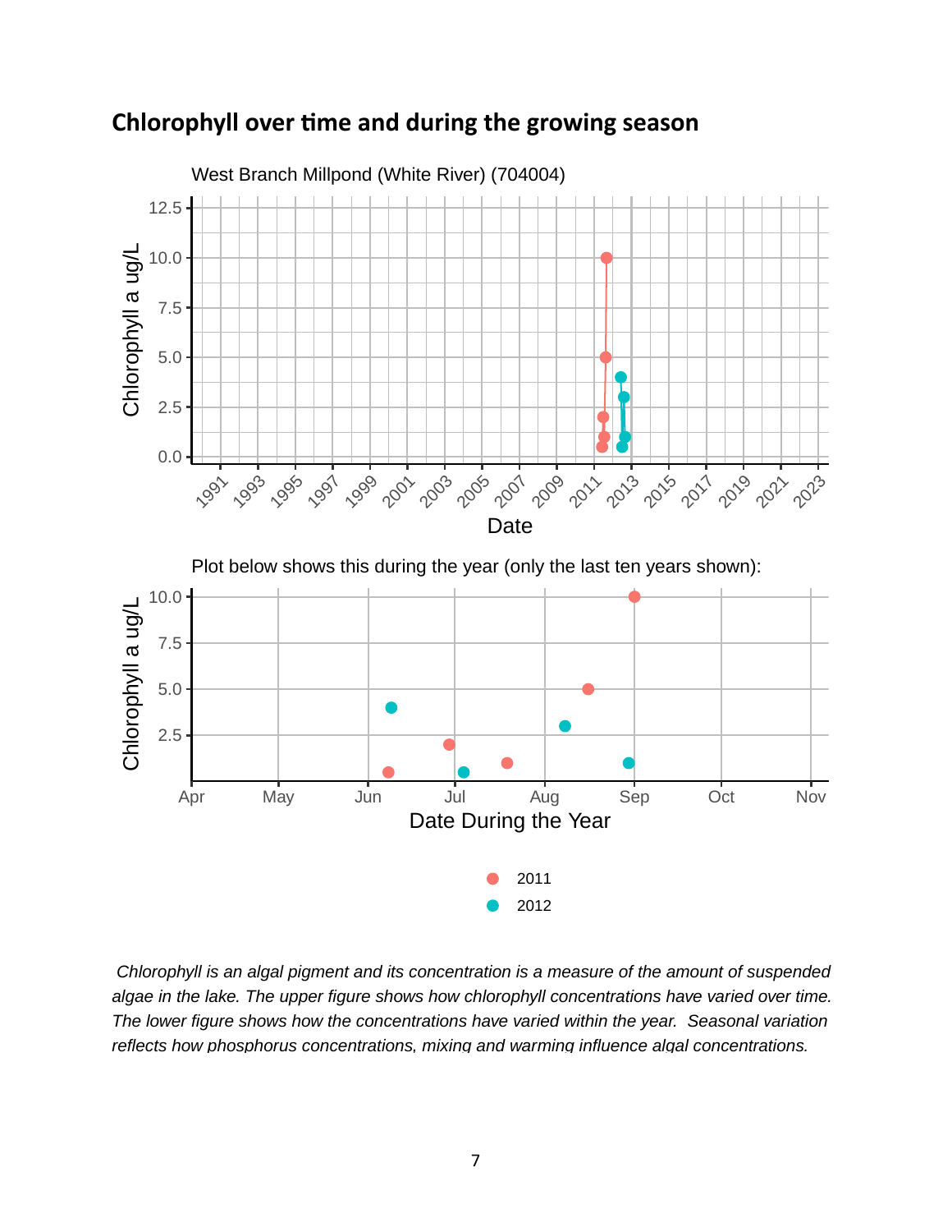## Chlorophyll over time and during the growing season

*Chlorophyll is an algal pigment and its concentration is a measure of the amount of suspended algae in the lake. The upper figure shows how chlorophyll concentrations have varied over time. The lower figure shows how the concentrations have varied within the year. Seasonal variation reflects how phosphorus concentrations, mixing and warming influence algal concentrations.*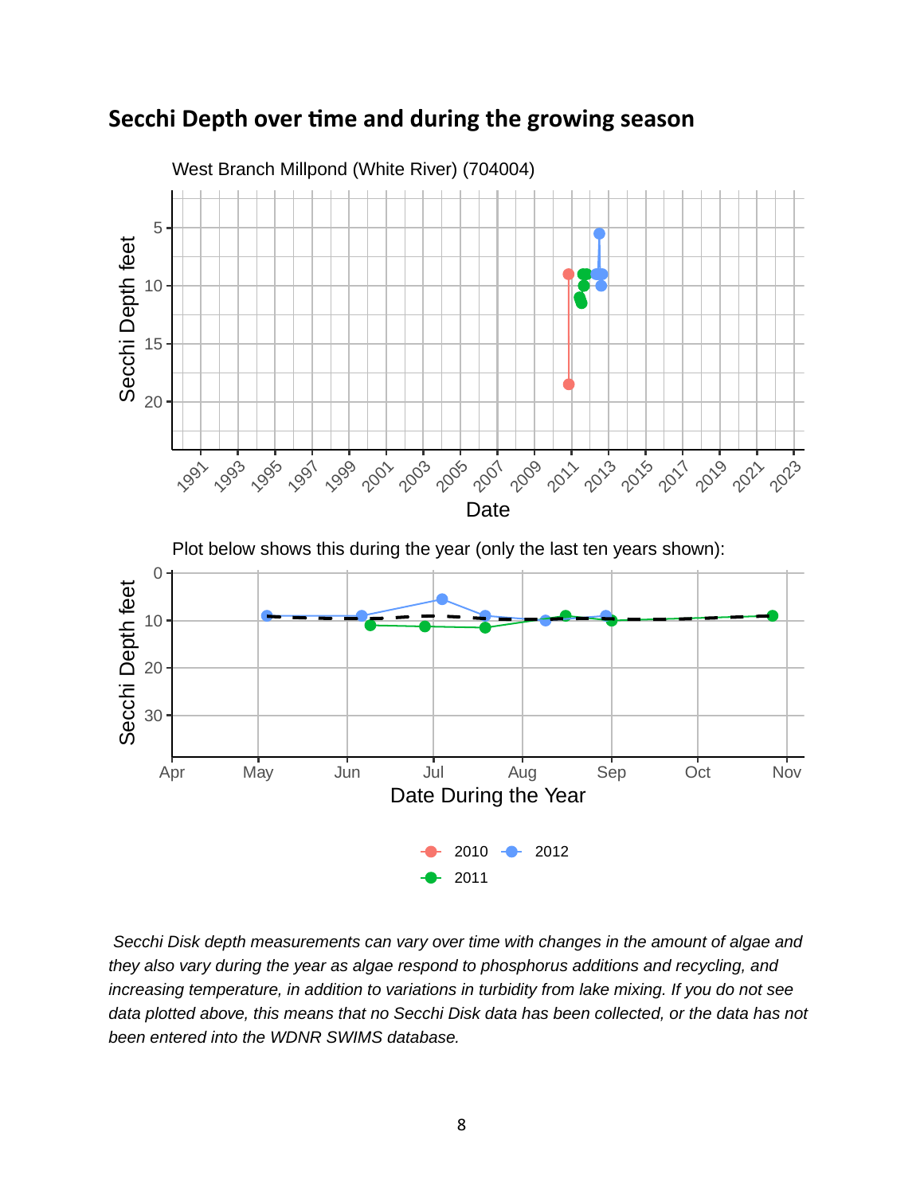## Secchi Depth over time and during the growing season

West Branch Millpond (White River) (704004)

Plot below shows this during the year (only the last ten years shown):

*Secchi Disk depth measurements can vary over time with changes in the amount of algae and they also vary during the year as algae respond to phosphorus additions and recycling, and increasing temperature, in addition to variations in turbidity from lake mixing. If you do not see data plotted above, this means that no Secchi Disk data has been collected, or the data has not been entered into the WDNR SWIMS database.*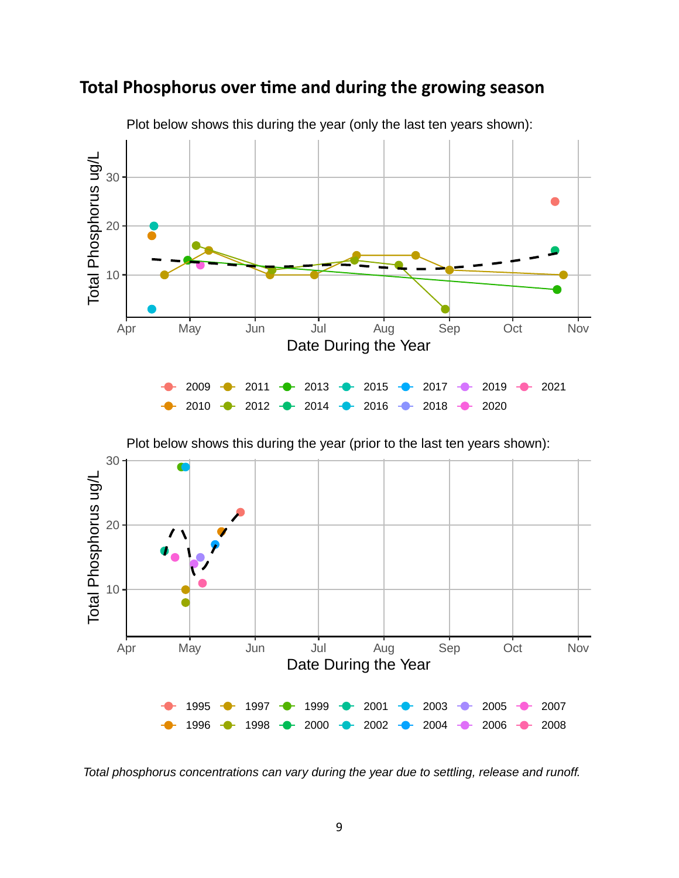## Total Phosphorus over time and during the growing season

Plot below shows this during the year (only the last ten years shown):

Total Phosphorus ug/L

Date During the Year

2009, 2010, 2011, 2012, 2013, 2014, 2015, 2016, 2017, 2018, 2019, 2020, 2021

Plot below shows this during the year (prior to the last ten years shown):

Total Phosphorus ug/L

Date During the Year

1995, 1996, 1997, 1998, 1999, 2000, 2001, 2002, 2003, 2004, 2005, 2006, 2007, 2008

*Total phosphorus concentrations can vary during the year due to settling, release and runoff.*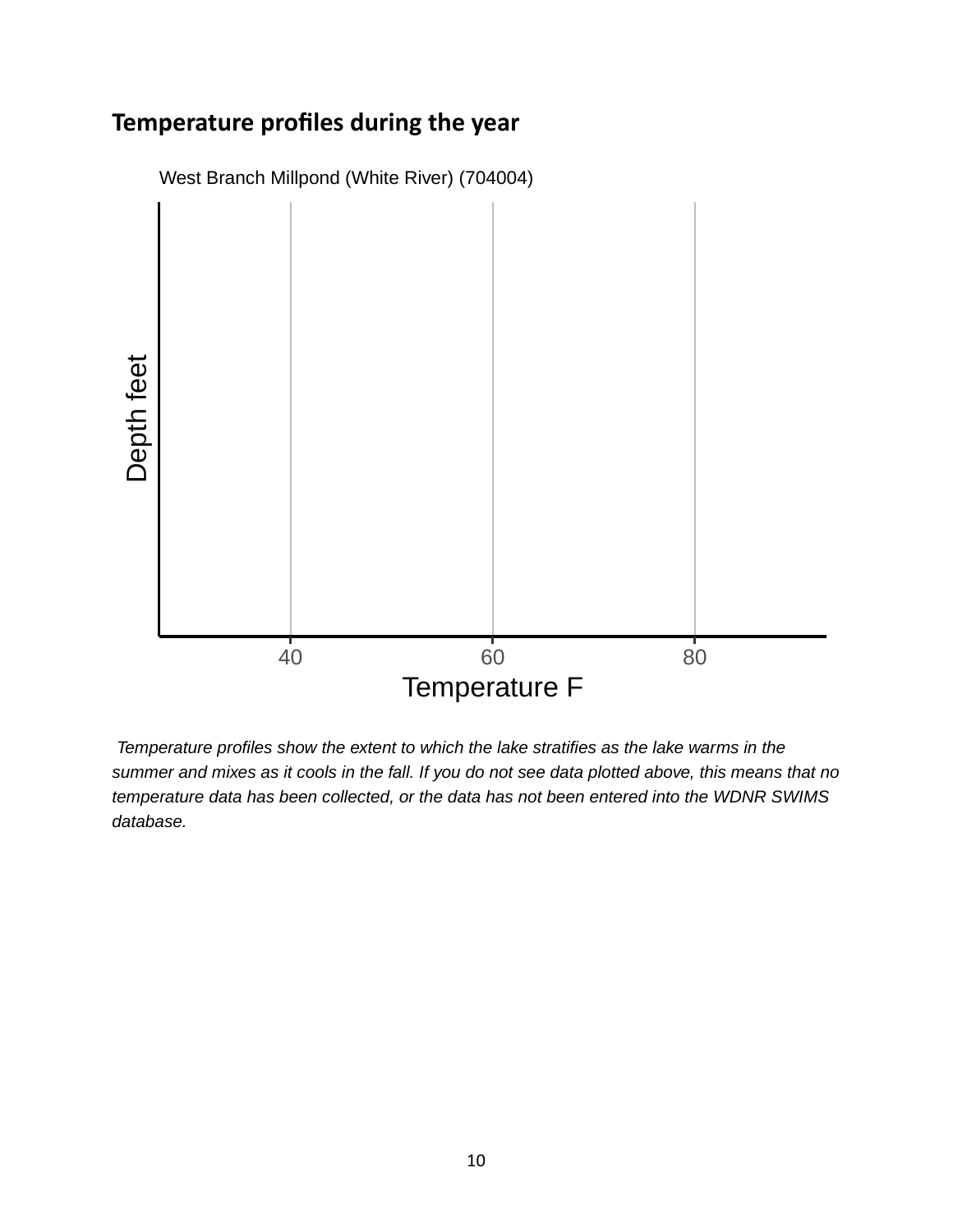## Temperature profiles during the year

West Branch Millpond (White River) (704004)

Depth feet

40 60 80

Temperature F

*Temperature profiles show the extent to which the lake stratifies as the lake warms in the summer and mixes as it cools in the fall. If you do not see data plotted above, this means that no temperature data has been collected, or the data has not been entered into the WDNR SWIMS database.*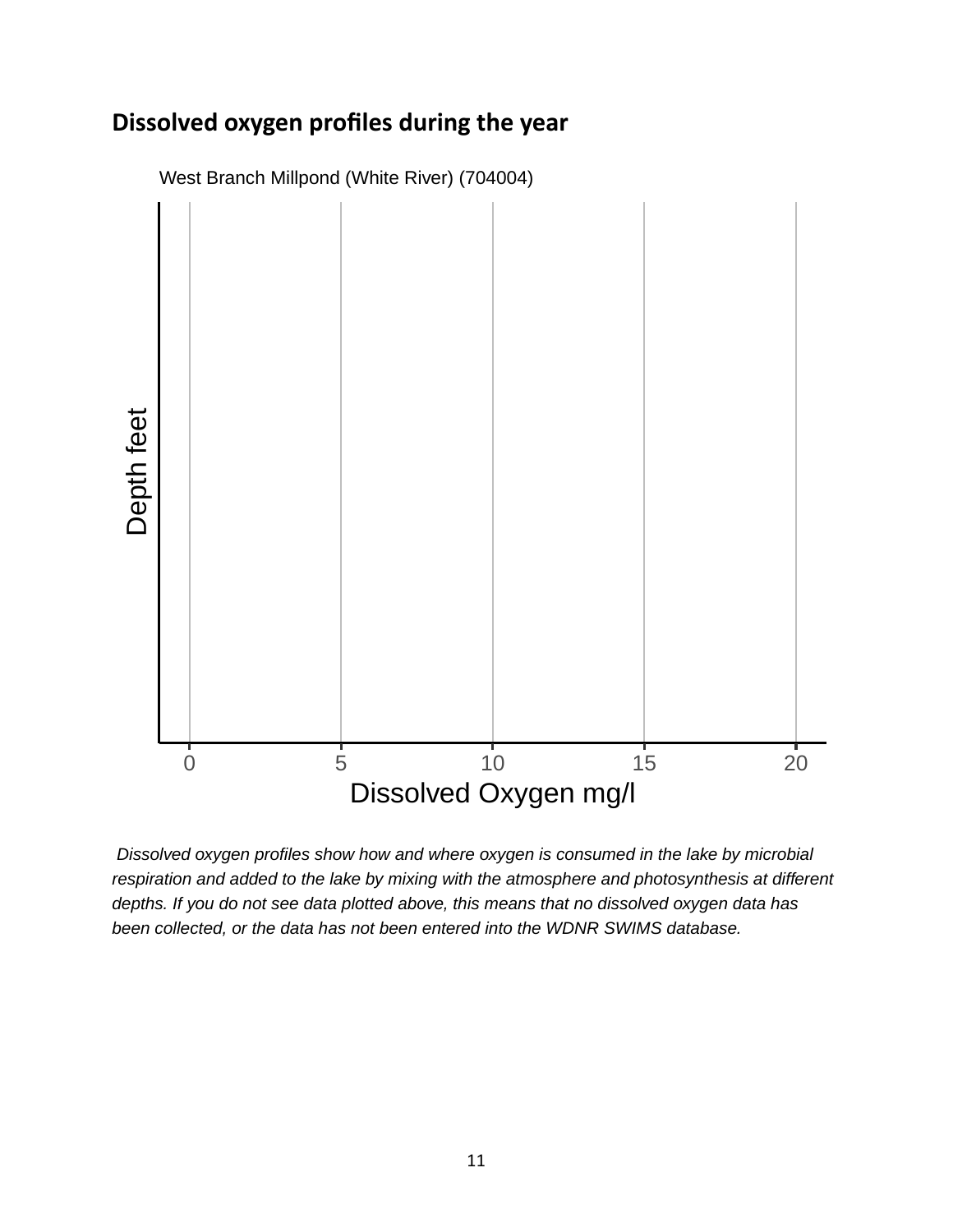## Dissolved oxygen profiles during the year

West Branch Millpond (White River) (704004)

Depth feet

0 5 10 15 20

Dissolved Oxygen mg/l

*Dissolved oxygen profiles show how and where oxygen is consumed in the lake by microbial respiration and added to the lake by mixing with the atmosphere and photosynthesis at different depths. If you do not see data plotted above, this means that no dissolved oxygen data has been collected, or the data has not been entered into the WDNR SWIMS database.*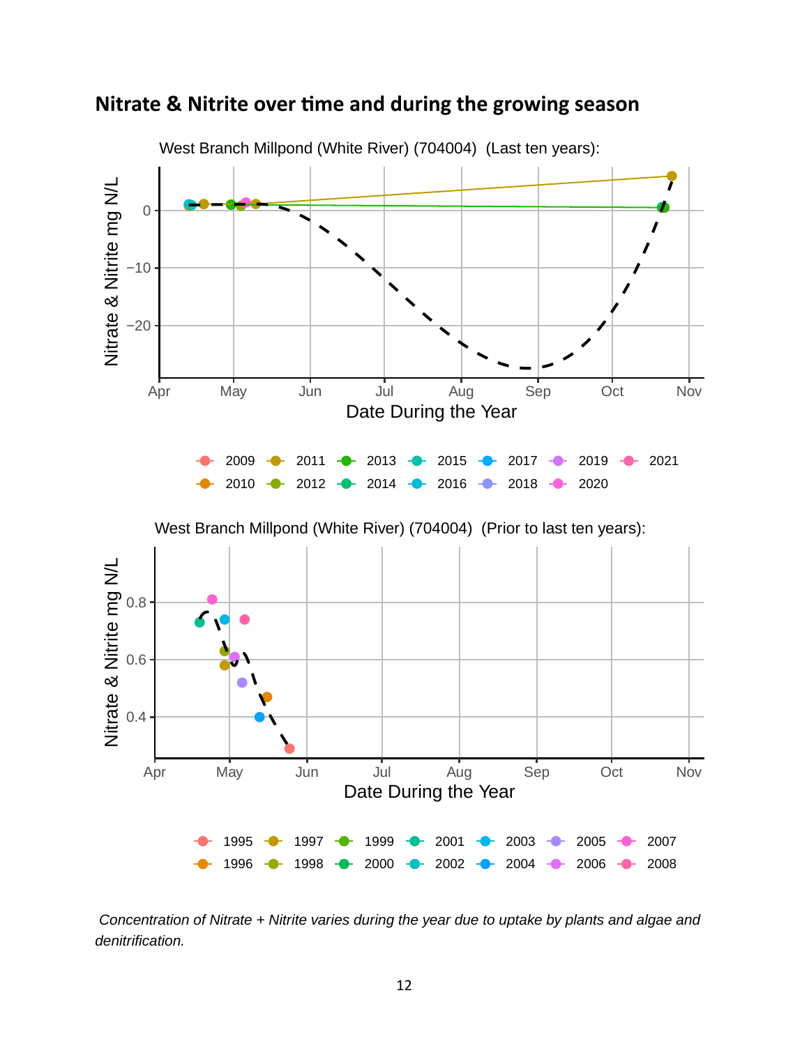## Nitrate & Nitrite over time and during the growing season

West Branch Millpond (White River) (704004) (Last ten years):

West Branch Millpond (White River) (704004) (Prior to last ten years):

*Concentration of Nitrate + Nitrite varies during the year due to uptake by plants and algae and denitrification.*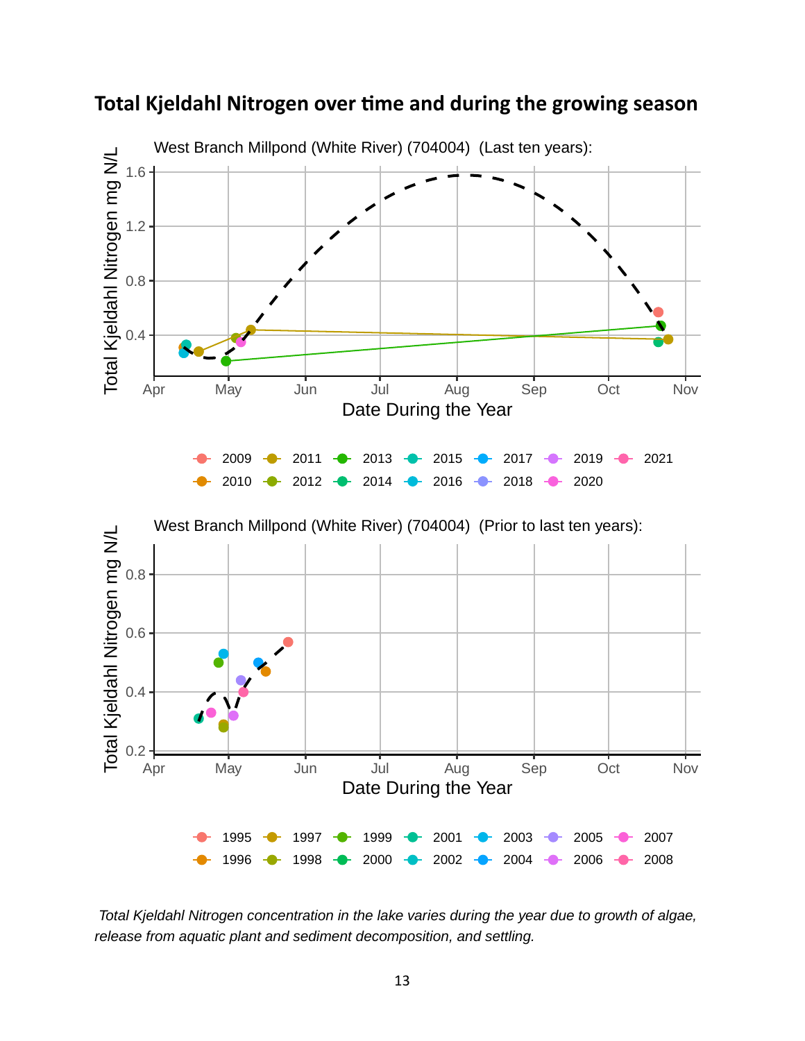# Total Kjeldahl Nitrogen over time and during the growing season

West Branch Millpond (White River) (704004) (Last ten years):

Total Kjeldahl Nitrogen mg N/L

1.6
1.2
0.8
0.4

Apr May Jun Jul Aug Sep Oct Nov

Date During the Year

2009 2010 2011 2012 2013 2014 2015 2016 2017 2018 2019 2020 2021

West Branch Millpond (White River) (704004) (Prior to last ten years):

Total Kjeldahl Nitrogen mg N/L

0.8
0.6
0.4
0.2

Apr May Jun Jul Aug Sep Oct Nov

Date During the Year

1995 1996 1997 1998 1999 2000 2001 2002 2003 2004 2005 2006 2007 2008

*Total Kjeldahl Nitrogen concentration in the lake varies during the year due to growth of algae, release from aquatic plant and sediment decomposition, and settling.*